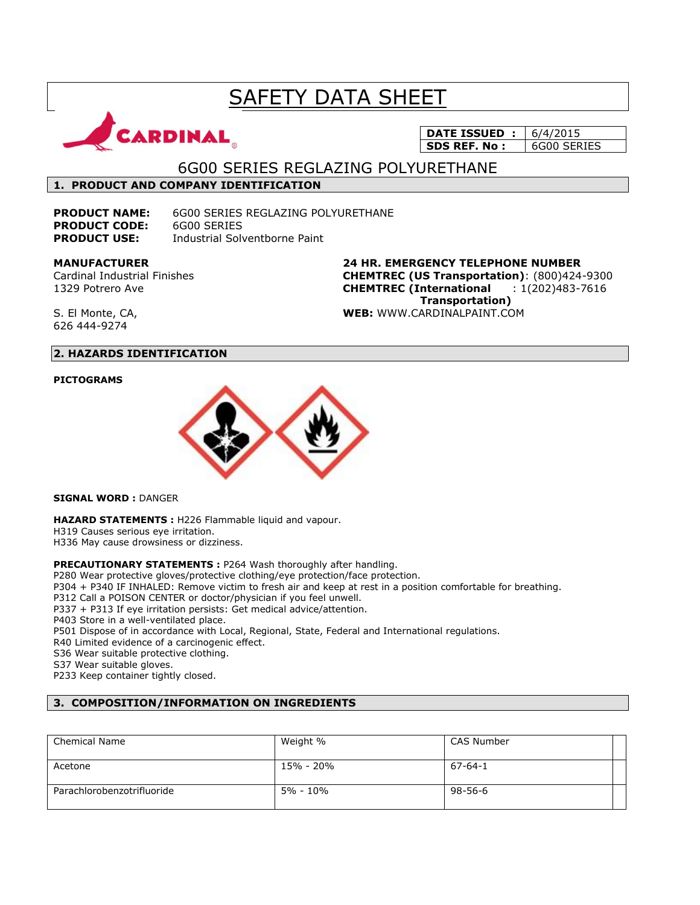# SAFETY DATA SHEET

| DATE ISSUED : | 6/4/2015 |
|---|---|
| SDS REF. No : | 6G00 SERIES |

## 6G00 SERIES REGLAZING POLYURETHANE

## 1. PRODUCT AND COMPANY IDENTIFICATION

**PRODUCT NAME:** 6G00 SERIES REGLAZING POLYURETHANE
**PRODUCT CODE:** 6G00 SERIES
**PRODUCT USE:** Industrial Solventborne Paint

**MANUFACTURER**
Cardinal Industrial Finishes
1329 Potrero Ave

S. El Monte, CA,
626 444-9274

**24 HR. EMERGENCY TELEPHONE NUMBER**
**CHEMTREC (US Transportation)**: (800)424-9300
**CHEMTREC (International Transportation)** : 1(202)483-7616
**WEB:** WWW.CARDINALPAINT.COM

## 2. HAZARDS IDENTIFICATION

**PICTOGRAMS**

**SIGNAL WORD :** DANGER

**HAZARD STATEMENTS :** H226 Flammable liquid and vapour.
H319 Causes serious eye irritation.
H336 May cause drowsiness or dizziness.

**PRECAUTIONARY STATEMENTS :** P264 Wash thoroughly after handling.
P280 Wear protective gloves/protective clothing/eye protection/face protection.
P304 + P340 IF INHALED: Remove victim to fresh air and keep at rest in a position comfortable for breathing.
P312 Call a POISON CENTER or doctor/physician if you feel unwell.
P337 + P313 If eye irritation persists: Get medical advice/attention.
P403 Store in a well-ventilated place.
P501 Dispose of in accordance with Local, Regional, State, Federal and International regulations.
R40 Limited evidence of a carcinogenic effect.
S36 Wear suitable protective clothing.
S37 Wear suitable gloves.
P233 Keep container tightly closed.

## 3. COMPOSITION/INFORMATION ON INGREDIENTS

| Chemical Name | Weight % | CAS Number |
|---|---|---|
| Acetone | 15% - 20% | 67-64-1 |
| Parachlorobenzotrifluoride | 5% - 10% | 98-56-6 |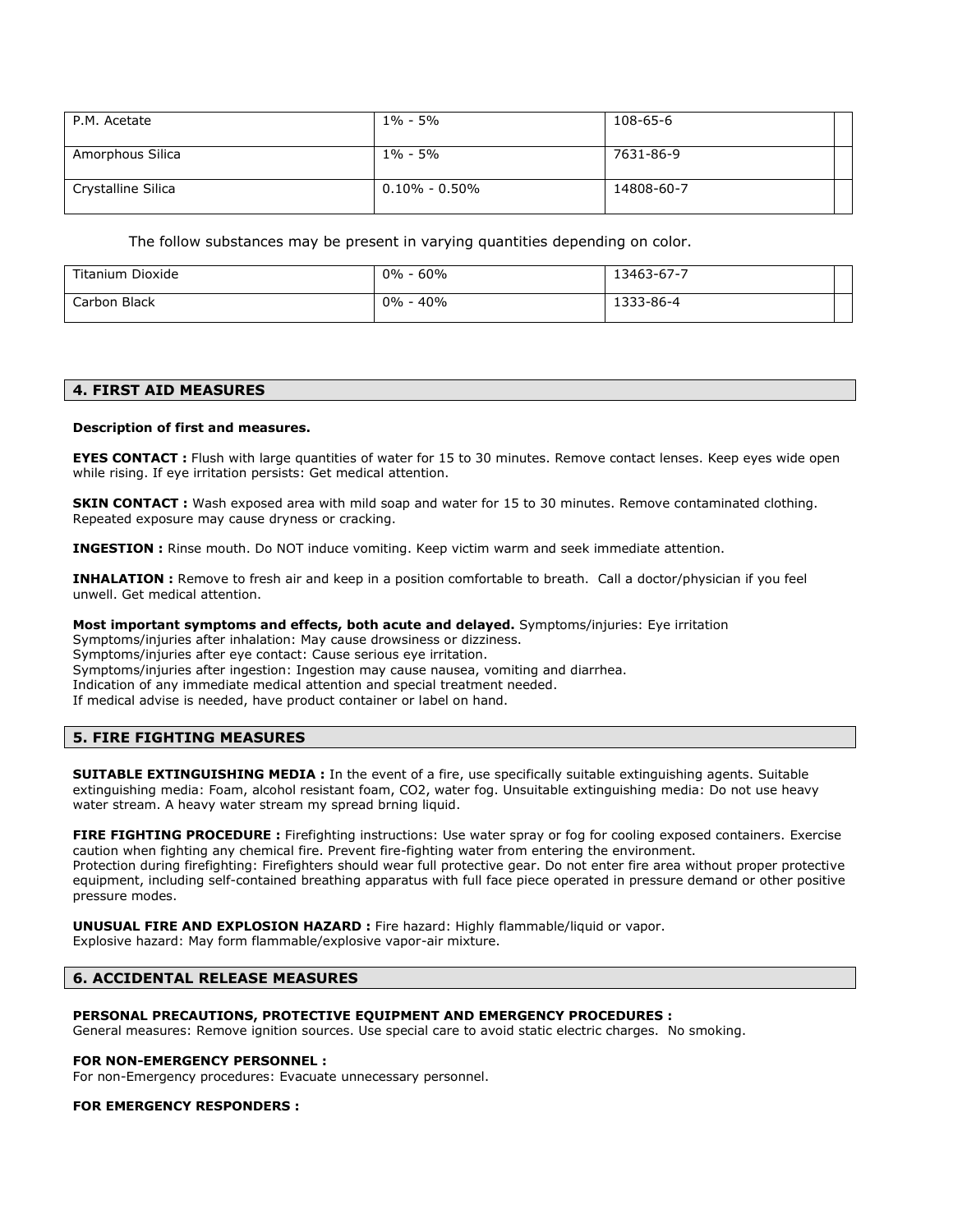| P.M. Acetate | 1% - 5% | 108-65-6 | |
|---|---|---|---|
| Amorphous Silica | 1% - 5% | 7631-86-9 | |
| Crystalline Silica | 0.10% - 0.50% | 14808-60-7 | |

The follow substances may be present in varying quantities depending on color.

| Titanium Dioxide | 0% - 60% | 13463-67-7 | |
|---|---|---|---|
| Carbon Black | 0% - 40% | 1333-86-4 | |

## 4. FIRST AID MEASURES

**Description of first and measures.**

**EYES CONTACT :** Flush with large quantities of water for 15 to 30 minutes. Remove contact lenses. Keep eyes wide open while rising. If eye irritation persists: Get medical attention.

**SKIN CONTACT :** Wash exposed area with mild soap and water for 15 to 30 minutes. Remove contaminated clothing. Repeated exposure may cause dryness or cracking.

**INGESTION :** Rinse mouth. Do NOT induce vomiting. Keep victim warm and seek immediate attention.

**INHALATION :** Remove to fresh air and keep in a position comfortable to breath. Call a doctor/physician if you feel unwell. Get medical attention.

**Most important symptoms and effects, both acute and delayed.** Symptoms/injuries: Eye irritation
Symptoms/injuries after inhalation: May cause drowsiness or dizziness.
Symptoms/injuries after eye contact: Cause serious eye irritation.
Symptoms/injuries after ingestion: Ingestion may cause nausea, vomiting and diarrhea.
Indication of any immediate medical attention and special treatment needed.
If medical advise is needed, have product container or label on hand.

## 5. FIRE FIGHTING MEASURES

**SUITABLE EXTINGUISHING MEDIA :** In the event of a fire, use specifically suitable extinguishing agents. Suitable extinguishing media: Foam, alcohol resistant foam, CO2, water fog. Unsuitable extinguishing media: Do not use heavy water stream. A heavy water stream my spread brning liquid.

**FIRE FIGHTING PROCEDURE :** Firefighting instructions: Use water spray or fog for cooling exposed containers. Exercise caution when fighting any chemical fire. Prevent fire-fighting water from entering the environment.
Protection during firefighting: Firefighters should wear full protective gear. Do not enter fire area without proper protective equipment, including self-contained breathing apparatus with full face piece operated in pressure demand or other positive pressure modes.

**UNUSUAL FIRE AND EXPLOSION HAZARD :** Fire hazard: Highly flammable/liquid or vapor.
Explosive hazard: May form flammable/explosive vapor-air mixture.

## 6. ACCIDENTAL RELEASE MEASURES

**PERSONAL PRECAUTIONS, PROTECTIVE EQUIPMENT AND EMERGENCY PROCEDURES :**
General measures: Remove ignition sources. Use special care to avoid static electric charges. No smoking.

**FOR NON-EMERGENCY PERSONNEL :**
For non-Emergency procedures: Evacuate unnecessary personnel.

**FOR EMERGENCY RESPONDERS :**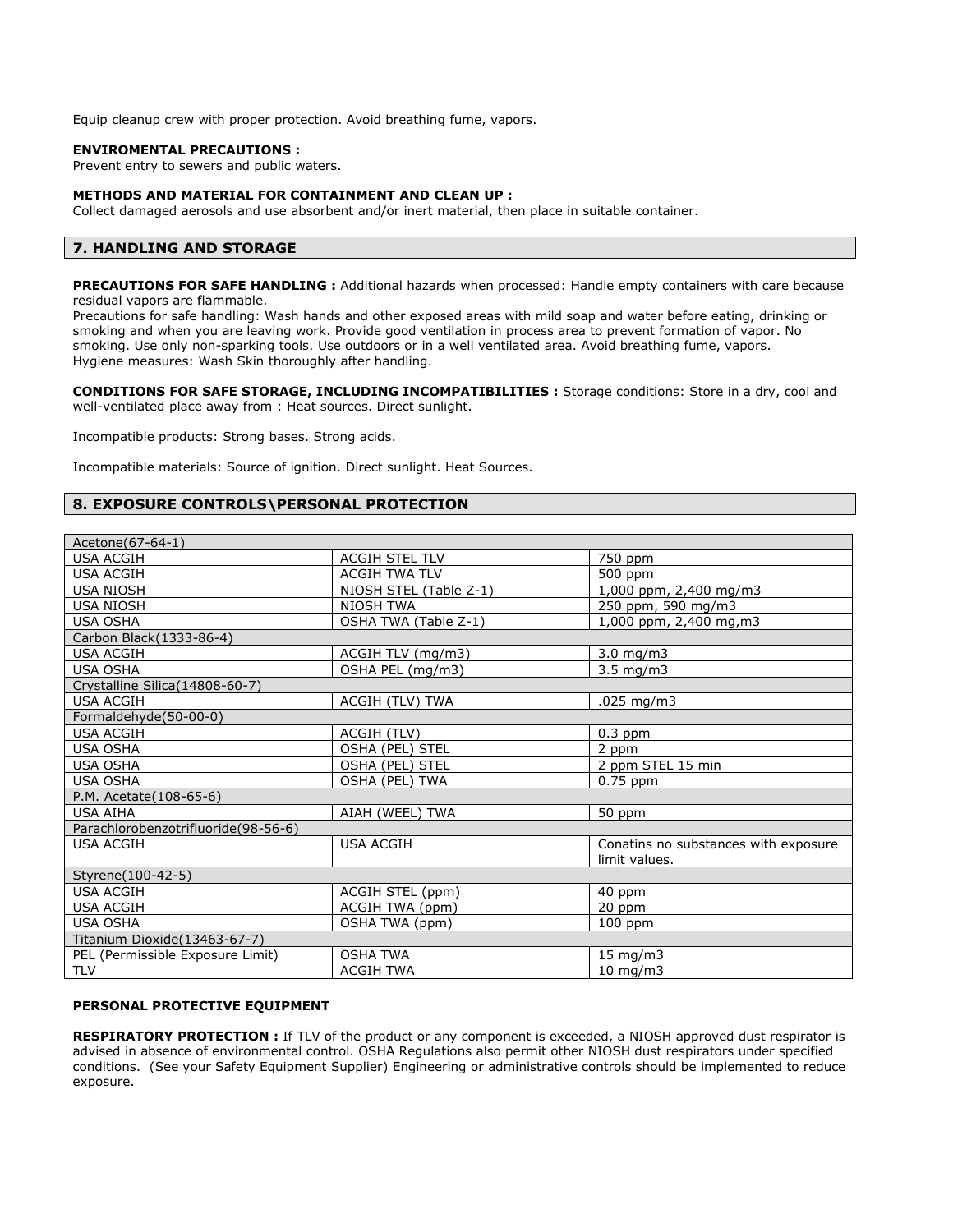Equip cleanup crew with proper protection. Avoid breathing fume, vapors.

**ENVIROMENTAL PRECAUTIONS :**
Prevent entry to sewers and public waters.

**METHODS AND MATERIAL FOR CONTAINMENT AND CLEAN UP :**
Collect damaged aerosols and use absorbent and/or inert material, then place in suitable container.

## 7. HANDLING AND STORAGE

**PRECAUTIONS FOR SAFE HANDLING :** Additional hazards when processed: Handle empty containers with care because residual vapors are flammable.
Precautions for safe handling: Wash hands and other exposed areas with mild soap and water before eating, drinking or smoking and when you are leaving work. Provide good ventilation in process area to prevent formation of vapor. No smoking. Use only non-sparking tools. Use outdoors or in a well ventilated area. Avoid breathing fume, vapors.
Hygiene measures: Wash Skin thoroughly after handling.

**CONDITIONS FOR SAFE STORAGE, INCLUDING INCOMPATIBILITIES :** Storage conditions: Store in a dry, cool and well-ventilated place away from : Heat sources. Direct sunlight.

Incompatible products: Strong bases. Strong acids.

Incompatible materials: Source of ignition. Direct sunlight. Heat Sources.

## 8. EXPOSURE CONTROLS\PERSONAL PROTECTION

| Acetone(67-64-1) | | |
|---|---|---|
| USA ACGIH | ACGIH STEL TLV | 750 ppm |
| USA ACGIH | ACGIH TWA TLV | 500 ppm |
| USA NIOSH | NIOSH STEL (Table Z-1) | 1,000 ppm, 2,400 mg/m3 |
| USA NIOSH | NIOSH TWA | 250 ppm, 590 mg/m3 |
| USA OSHA | OSHA TWA (Table Z-1) | 1,000 ppm, 2,400 mg,m3 |
| Carbon Black(1333-86-4) | | |
| USA ACGIH | ACGIH TLV (mg/m3) | 3.0 mg/m3 |
| USA OSHA | OSHA PEL (mg/m3) | 3.5 mg/m3 |
| Crystalline Silica(14808-60-7) | | |
| USA ACGIH | ACGIH (TLV) TWA | .025 mg/m3 |
| Formaldehyde(50-00-0) | | |
| USA ACGIH | ACGIH (TLV) | 0.3 ppm |
| USA OSHA | OSHA (PEL) STEL | 2 ppm |
| USA OSHA | OSHA (PEL) STEL | 2 ppm STEL 15 min |
| USA OSHA | OSHA (PEL) TWA | 0.75 ppm |
| P.M. Acetate(108-65-6) | | |
| USA AIHA | AIAH (WEEL) TWA | 50 ppm |
| Parachlorobenzotrifluoride(98-56-6) | | |
| USA ACGIH | USA ACGIH | Conatins no substances with exposure limit values. |
| Styrene(100-42-5) | | |
| USA ACGIH | ACGIH STEL (ppm) | 40 ppm |
| USA ACGIH | ACGIH TWA (ppm) | 20 ppm |
| USA OSHA | OSHA TWA (ppm) | 100 ppm |
| Titanium Dioxide(13463-67-7) | | |
| PEL (Permissible Exposure Limit) | OSHA TWA | 15 mg/m3 |
| TLV | ACGIH TWA | 10 mg/m3 |

**PERSONAL PROTECTIVE EQUIPMENT**

**RESPIRATORY PROTECTION :** If TLV of the product or any component is exceeded, a NIOSH approved dust respirator is advised in absence of environmental control. OSHA Regulations also permit other NIOSH dust respirators under specified conditions. (See your Safety Equipment Supplier) Engineering or administrative controls should be implemented to reduce exposure.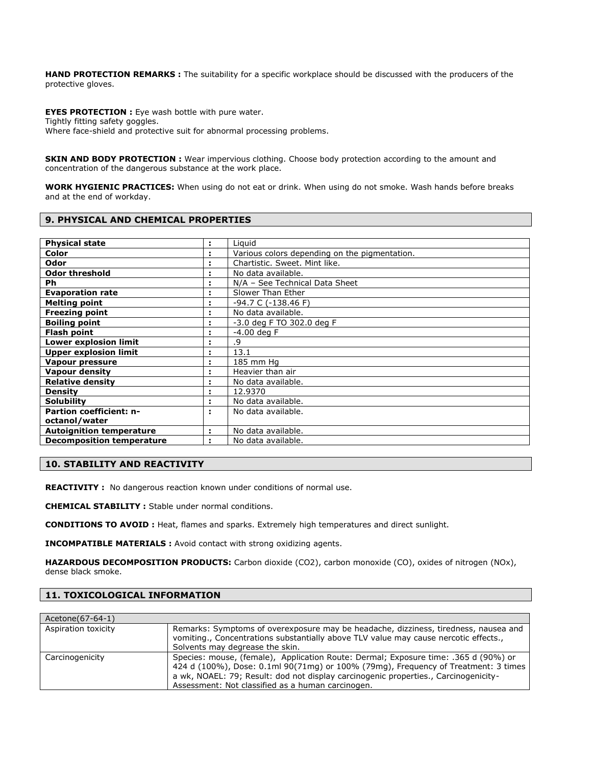**HAND PROTECTION REMARKS :** The suitability for a specific workplace should be discussed with the producers of the protective gloves.

**EYES PROTECTION :** Eye wash bottle with pure water.
Tightly fitting safety goggles.
Where face-shield and protective suit for abnormal processing problems.

**SKIN AND BODY PROTECTION :** Wear impervious clothing. Choose body protection according to the amount and concentration of the dangerous substance at the work place.

**WORK HYGIENIC PRACTICES:** When using do not eat or drink. When using do not smoke. Wash hands before breaks and at the end of workday.

## 9. PHYSICAL AND CHEMICAL PROPERTIES

| | | |
|---|---|---|
| **Physical state** | : | Liquid |
| **Color** | : | Various colors depending on the pigmentation. |
| **Odor** | : | Chartistic. Sweet. Mint like. |
| **Odor threshold** | : | No data available. |
| **Ph** | : | N/A – See Technical Data Sheet |
| **Evaporation rate** | : | Slower Than Ether |
| **Melting point** | : | -94.7 C (-138.46 F) |
| **Freezing point** | : | No data available. |
| **Boiling point** | : | -3.0 deg F TO 302.0 deg F |
| **Flash point** | : | -4.00 deg F |
| **Lower explosion limit** | : | .9 |
| **Upper explosion limit** | : | 13.1 |
| **Vapour pressure** | : | 185 mm Hg |
| **Vapour density** | : | Heavier than air |
| **Relative density** | : | No data available. |
| **Density** | : | 12.9370 |
| **Solubility** | : | No data available. |
| **Partion coefficient: n-octanol/water** | : | No data available. |
| **Autoignition temperature** | : | No data available. |
| **Decomposition temperature** | : | No data available. |

## 10. STABILITY AND REACTIVITY

**REACTIVITY :** No dangerous reaction known under conditions of normal use.

**CHEMICAL STABILITY :** Stable under normal conditions.

**CONDITIONS TO AVOID :** Heat, flames and sparks. Extremely high temperatures and direct sunlight.

**INCOMPATIBLE MATERIALS :** Avoid contact with strong oxidizing agents.

**HAZARDOUS DECOMPOSITION PRODUCTS:** Carbon dioxide ($CO_2$), carbon monoxide (CO), oxides of nitrogen ($NO_x$), dense black smoke.

## 11. TOXICOLOGICAL INFORMATION

| Acetone(67-64-1) | |
|---|---|
| Aspiration toxicity | Remarks: Symptoms of overexposure may be headache, dizziness, tiredness, nausea and vomiting., Concentrations substantially above TLV value may cause nercotic effects., Solvents may degrease the skin. |
| Carcinogenicity | Species: mouse, (female), Application Route: Dermal; Exposure time: .365 d (90%) or 424 d (100%), Dose: 0.1ml 90(71mg) or 100% (79mg), Frequency of Treatment: 3 times a wk, NOAEL: 79; Result: dod not display carcinogenic properties., Carcinogenicity-Assessment: Not classified as a human carcinogen. |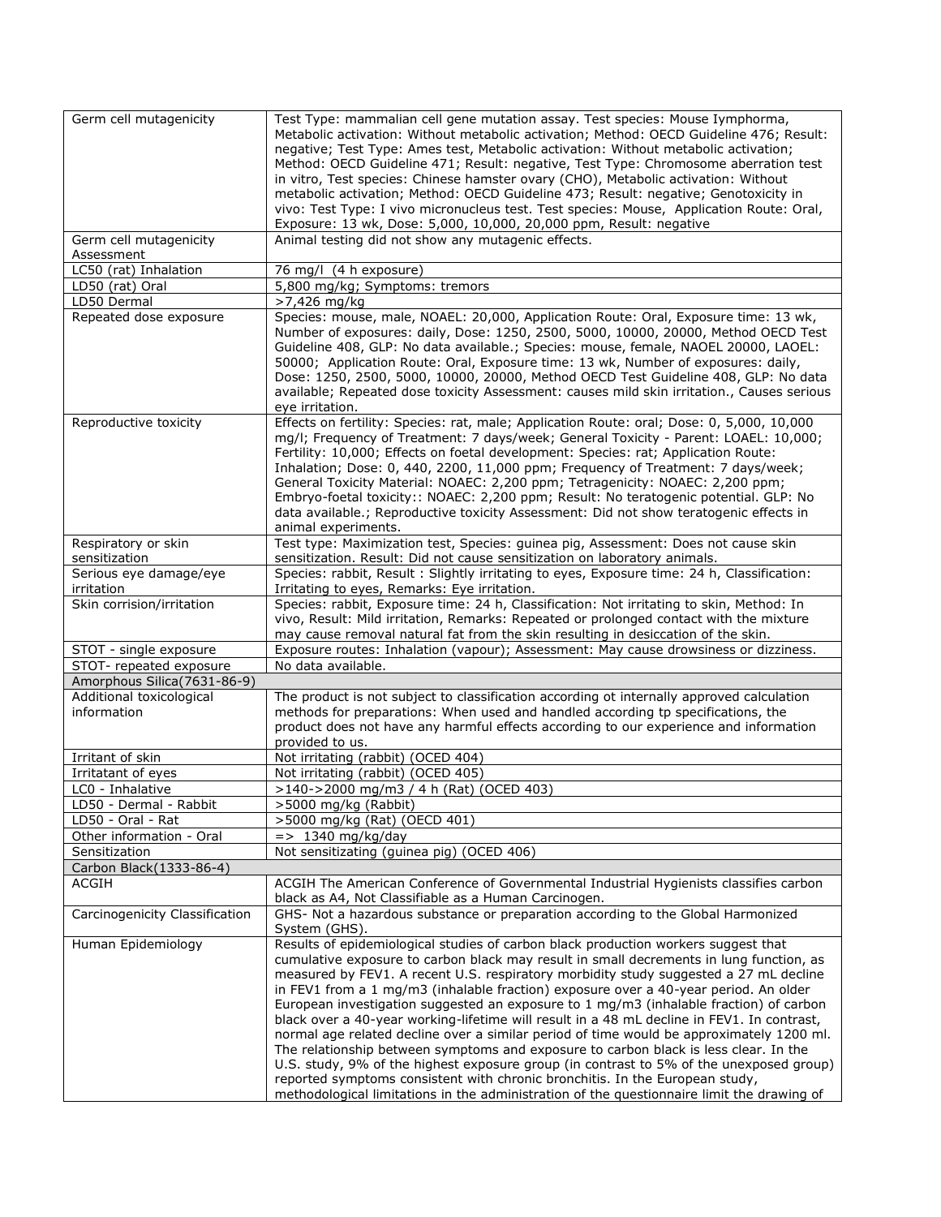| | |
|---|---|
| Germ cell mutagenicity | Test Type: mammalian cell gene mutation assay. Test species: Mouse Iymphorma, Metabolic activation: Without metabolic activation; Method: OECD Guideline 476; Result: negative; Test Type: Ames test, Metabolic activation: Without metabolic activation; Method: OECD Guideline 471; Result: negative, Test Type: Chromosome aberration test in vitro, Test species: Chinese hamster ovary (CHO), Metabolic activation: Without metabolic activation; Method: OECD Guideline 473; Result: negative; Genotoxicity in vivo: Test Type: I vivo micronucleus test. Test species: Mouse, Application Route: Oral, Exposure: 13 wk, Dose: 5,000, 10,000, 20,000 ppm, Result: negative |
| Germ cell mutagenicity Assessment | Animal testing did not show any mutagenic effects. |
| LC50 (rat) Inhalation | 76 mg/l (4 h exposure) |
| LD50 (rat) Oral | 5,800 mg/kg; Symptoms: tremors |
| LD50 Dermal | >7,426 mg/kg |
| Repeated dose exposure | Species: mouse, male, NOAEL: 20,000, Application Route: Oral, Exposure time: 13 wk, Number of exposures: daily, Dose: 1250, 2500, 5000, 10000, 20000, Method OECD Test Guideline 408, GLP: No data available.; Species: mouse, female, NAOEL 20000, LAOEL: 50000; Application Route: Oral, Exposure time: 13 wk, Number of exposures: daily, Dose: 1250, 2500, 5000, 10000, 20000, Method OECD Test Guideline 408, GLP: No data available; Repeated dose toxicity Assessment: causes mild skin irritation., Causes serious eye irritation. |
| Reproductive toxicity | Effects on fertility: Species: rat, male; Application Route: oral; Dose: 0, 5,000, 10,000 mg/l; Frequency of Treatment: 7 days/week; General Toxicity - Parent: LOAEL: 10,000; Fertility: 10,000; Effects on foetal development: Species: rat; Application Route: Inhalation; Dose: 0, 440, 2200, 11,000 ppm; Frequency of Treatment: 7 days/week; General Toxicity Material: NOAEC: 2,200 ppm; Tetragenicity: NOAEC: 2,200 ppm; Embryo-foetal toxicity:: NOAEC: 2,200 ppm; Result: No teratogenic potential. GLP: No data available.; Reproductive toxicity Assessment: Did not show teratogenic effects in animal experiments. |
| Respiratory or skin sensitization | Test type: Maximization test, Species: guinea pig, Assessment: Does not cause skin sensitization. Result: Did not cause sensitization on laboratory animals. |
| Serious eye damage/eye irritation | Species: rabbit, Result : Slightly irritating to eyes, Exposure time: 24 h, Classification: Irritating to eyes, Remarks: Eye irritation. |
| Skin corrision/irritation | Species: rabbit, Exposure time: 24 h, Classification: Not irritating to skin, Method: In vivo, Result: Mild irritation, Remarks: Repeated or prolonged contact with the mixture may cause removal natural fat from the skin resulting in desiccation of the skin. |
| STOT - single exposure | Exposure routes: Inhalation (vapour); Assessment: May cause drowsiness or dizziness. |
| STOT- repeated exposure | No data available. |
| **Amorphous Silica(7631-86-9)** | |
| Additional toxicological information | The product is not subject to classification according ot internally approved calculation methods for preparations: When used and handled according tp specifications, the product does not have any harmful effects according to our experience and information provided to us. |
| Irritant of skin | Not irritating (rabbit) (OCED 404) |
| Irritatant of eyes | Not irritating (rabbit) (OCED 405) |
| LC0 - Inhalative | >140->2000 mg/m3 / 4 h (Rat) (OCED 403) |
| LD50 - Dermal - Rabbit | >5000 mg/kg (Rabbit) |
| LD50 - Oral - Rat | >5000 mg/kg (Rat) (OECD 401) |
| Other information - Oral | => 1340 mg/kg/day |
| Sensitization | Not sensitizating (guinea pig) (OCED 406) |
| **Carbon Black(1333-86-4)** | |
| ACGIH | ACGIH The American Conference of Governmental Industrial Hygienists classifies carbon black as A4, Not Classifiable as a Human Carcinogen. |
| Carcinogenicity Classification | GHS- Not a hazardous substance or preparation according to the Global Harmonized System (GHS). |
| Human Epidemiology | Results of epidemiological studies of carbon black production workers suggest that cumulative exposure to carbon black may result in small decrements in lung function, as measured by FEV1. A recent U.S. respiratory morbidity study suggested a 27 mL decline in FEV1 from a 1 mg/m3 (inhalable fraction) exposure over a 40-year period. An older European investigation suggested an exposure to 1 mg/m3 (inhalable fraction) of carbon black over a 40-year working-lifetime will result in a 48 mL decline in FEV1. In contrast, normal age related decline over a similar period of time would be approximately 1200 ml. The relationship between symptoms and exposure to carbon black is less clear. In the U.S. study, 9% of the highest exposure group (in contrast to 5% of the unexposed group) reported symptoms consistent with chronic bronchitis. In the European study, methodological limitations in the administration of the questionnaire limit the drawing of |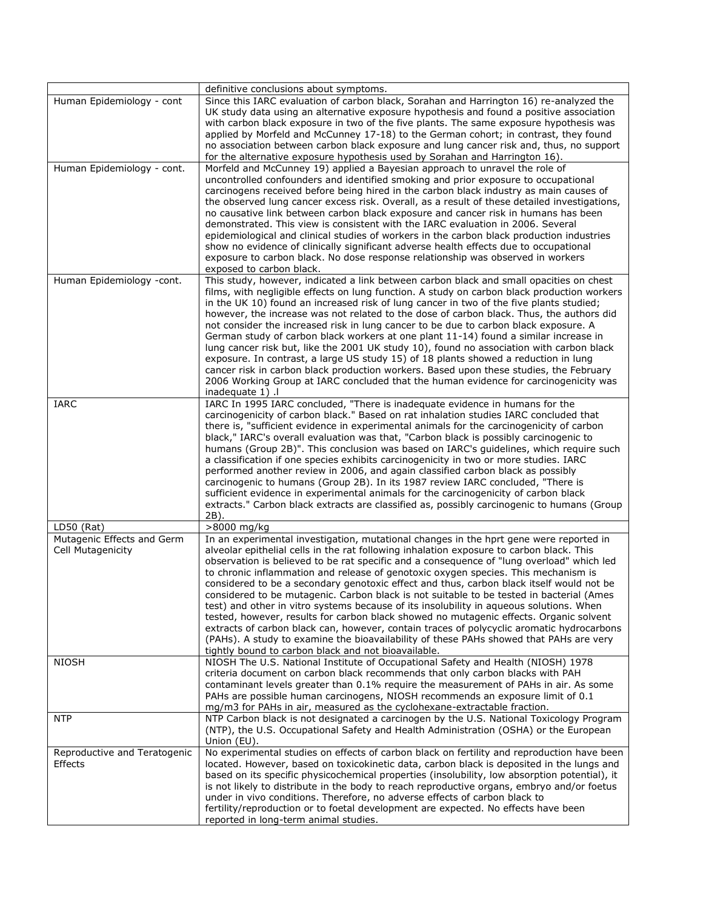| | |
|---|---|
| | definitive conclusions about symptoms. |
| Human Epidemiology - cont | Since this IARC evaluation of carbon black, Sorahan and Harrington 16) re-analyzed the UK study data using an alternative exposure hypothesis and found a positive association with carbon black exposure in two of the five plants. The same exposure hypothesis was applied by Morfeld and McCunney 17-18) to the German cohort; in contrast, they found no association between carbon black exposure and lung cancer risk and, thus, no support for the alternative exposure hypothesis used by Sorahan and Harrington 16). |
| Human Epidemiology - cont. | Morfeld and McCunney 19) applied a Bayesian approach to unravel the role of uncontrolled confounders and identified smoking and prior exposure to occupational carcinogens received before being hired in the carbon black industry as main causes of the observed lung cancer excess risk. Overall, as a result of these detailed investigations, no causative link between carbon black exposure and cancer risk in humans has been demonstrated. This view is consistent with the IARC evaluation in 2006. Several epidemiological and clinical studies of workers in the carbon black production industries show no evidence of clinically significant adverse health effects due to occupational exposure to carbon black. No dose response relationship was observed in workers exposed to carbon black. |
| Human Epidemiology -cont. | This study, however, indicated a link between carbon black and small opacities on chest films, with negligible effects on lung function. A study on carbon black production workers in the UK 10) found an increased risk of lung cancer in two of the five plants studied; however, the increase was not related to the dose of carbon black. Thus, the authors did not consider the increased risk in lung cancer to be due to carbon black exposure. A German study of carbon black workers at one plant 11-14) found a similar increase in lung cancer risk but, like the 2001 UK study 10), found no association with carbon black exposure. In contrast, a large US study 15) of 18 plants showed a reduction in lung cancer risk in carbon black production workers. Based upon these studies, the February 2006 Working Group at IARC concluded that the human evidence for carcinogenicity was inadequate 1) .l |
| IARC | IARC In 1995 IARC concluded, "There is inadequate evidence in humans for the carcinogenicity of carbon black." Based on rat inhalation studies IARC concluded that there is, "sufficient evidence in experimental animals for the carcinogenicity of carbon black," IARC's overall evaluation was that, "Carbon black is possibly carcinogenic to humans (Group 2B)". This conclusion was based on IARC's guidelines, which require such a classification if one species exhibits carcinogenicity in two or more studies. IARC performed another review in 2006, and again classified carbon black as possibly carcinogenic to humans (Group 2B). In its 1987 review IARC concluded, "There is sufficient evidence in experimental animals for the carcinogenicity of carbon black extracts." Carbon black extracts are classified as, possibly carcinogenic to humans (Group 2B). |
| LD50 (Rat) | >8000 mg/kg |
| Mutagenic Effects and Germ Cell Mutagenicity | In an experimental investigation, mutational changes in the hprt gene were reported in alveolar epithelial cells in the rat following inhalation exposure to carbon black. This observation is believed to be rat specific and a consequence of "lung overload" which led to chronic inflammation and release of genotoxic oxygen species. This mechanism is considered to be a secondary genotoxic effect and thus, carbon black itself would not be considered to be mutagenic. Carbon black is not suitable to be tested in bacterial (Ames test) and other in vitro systems because of its insolubility in aqueous solutions. When tested, however, results for carbon black showed no mutagenic effects. Organic solvent extracts of carbon black can, however, contain traces of polycyclic aromatic hydrocarbons (PAHs). A study to examine the bioavailability of these PAHs showed that PAHs are very tightly bound to carbon black and not bioavailable. |
| NIOSH | NIOSH The U.S. National Institute of Occupational Safety and Health (NIOSH) 1978 criteria document on carbon black recommends that only carbon blacks with PAH contaminant levels greater than 0.1% require the measurement of PAHs in air. As some PAHs are possible human carcinogens, NIOSH recommends an exposure limit of 0.1 mg/m3 for PAHs in air, measured as the cyclohexane-extractable fraction. |
| NTP | NTP Carbon black is not designated a carcinogen by the U.S. National Toxicology Program (NTP), the U.S. Occupational Safety and Health Administration (OSHA) or the European Union (EU). |
| Reproductive and Teratogenic Effects | No experimental studies on effects of carbon black on fertility and reproduction have been located. However, based on toxicokinetic data, carbon black is deposited in the lungs and based on its specific physicochemical properties (insolubility, low absorption potential), it is not likely to distribute in the body to reach reproductive organs, embryo and/or foetus under in vivo conditions. Therefore, no adverse effects of carbon black to fertility/reproduction or to foetal development are expected. No effects have been reported in long-term animal studies. |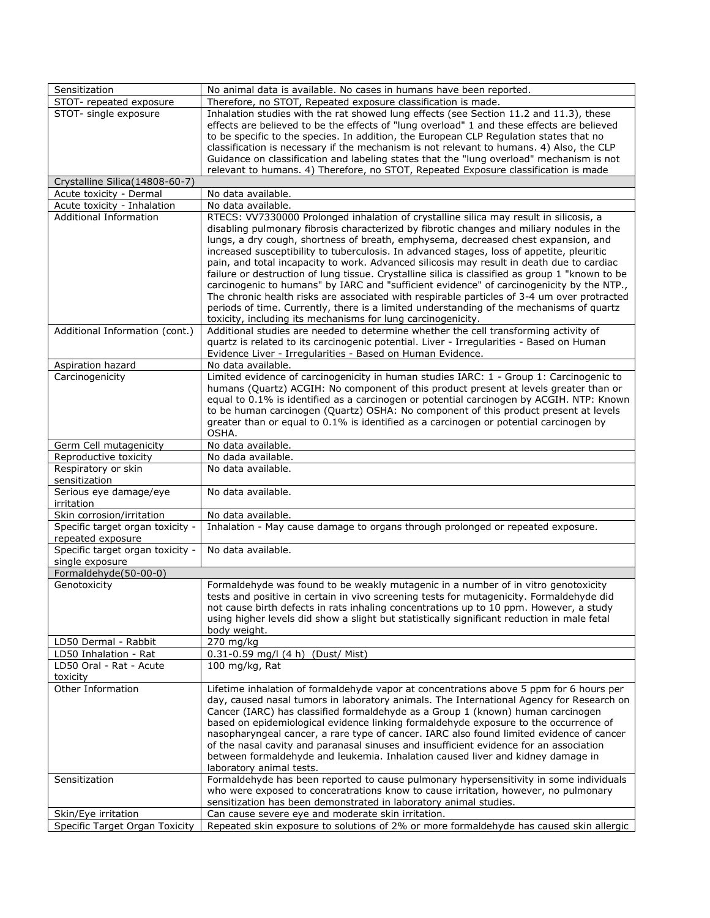| | |
|---|---|
| Sensitization | No animal data is available. No cases in humans have been reported. |
| STOT- repeated exposure | Therefore, no STOT, Repeated exposure classification is made. |
| STOT- single exposure | Inhalation studies with the rat showed lung effects (see Section 11.2 and 11.3), these effects are believed to be the effects of "lung overload" 1 and these effects are believed to be specific to the species. In addition, the European CLP Regulation states that no classification is necessary if the mechanism is not relevant to humans. 4) Also, the CLP Guidance on classification and labeling states that the "lung overload" mechanism is not relevant to humans. 4) Therefore, no STOT, Repeated Exposure classification is made |
| Crystalline Silica(14808-60-7) | |
| Acute toxicity - Dermal | No data available. |
| Acute toxicity - Inhalation | No data available. |
| Additional Information | RTECS: VV7330000 Prolonged inhalation of crystalline silica may result in silicosis, a disabling pulmonary fibrosis characterized by fibrotic changes and miliary nodules in the lungs, a dry cough, shortness of breath, emphysema, decreased chest expansion, and increased susceptibility to tuberculosis. In advanced stages, loss of appetite, pleuritic pain, and total incapacity to work. Advanced silicosis may result in death due to cardiac failure or destruction of lung tissue. Crystalline silica is classified as group 1 "known to be carcinogenic to humans" by IARC and "sufficient evidence" of carcinogenicity by the NTP., The chronic health risks are associated with respirable particles of 3-4 um over protracted periods of time. Currently, there is a limited understanding of the mechanisms of quartz toxicity, including its mechanisms for lung carcinogenicity. |
| Additional Information (cont.) | Additional studies are needed to determine whether the cell transforming activity of quartz is related to its carcinogenic potential. Liver - Irregularities - Based on Human Evidence Liver - Irregularities - Based on Human Evidence. |
| Aspiration hazard | No data available. |
| Carcinogenicity | Limited evidence of carcinogenicity in human studies IARC: 1 - Group 1: Carcinogenic to humans (Quartz) ACGIH: No component of this product present at levels greater than or equal to 0.1% is identified as a carcinogen or potential carcinogen by ACGIH. NTP: Known to be human carcinogen (Quartz) OSHA: No component of this product present at levels greater than or equal to 0.1% is identified as a carcinogen or potential carcinogen by OSHA. |
| Germ Cell mutagenicity | No data available. |
| Reproductive toxicity | No dada available. |
| Respiratory or skin sensitization | No data available. |
| Serious eye damage/eye irritation | No data available. |
| Skin corrosion/irritation | No data available. |
| Specific target organ toxicity - repeated exposure | Inhalation - May cause damage to organs through prolonged or repeated exposure. |
| Specific target organ toxicity - single exposure | No data available. |
| Formaldehyde(50-00-0) | |
| Genotoxicity | Formaldehyde was found to be weakly mutagenic in a number of in vitro genotoxicity tests and positive in certain in vivo screening tests for mutagenicity. Formaldehyde did not cause birth defects in rats inhaling concentrations up to 10 ppm. However, a study using higher levels did show a slight but statistically significant reduction in male fetal body weight. |
| LD50 Dermal - Rabbit | 270 mg/kg |
| LD50 Inhalation - Rat | 0.31-0.59 mg/l (4 h) (Dust/ Mist) |
| LD50 Oral - Rat - Acute toxicity | 100 mg/kg, Rat |
| Other Information | Lifetime inhalation of formaldehyde vapor at concentrations above 5 ppm for 6 hours per day, caused nasal tumors in laboratory animals. The International Agency for Research on Cancer (IARC) has classified formaldehyde as a Group 1 (known) human carcinogen based on epidemiological evidence linking formaldehyde exposure to the occurrence of nasopharyngeal cancer, a rare type of cancer. IARC also found limited evidence of cancer of the nasal cavity and paranasal sinuses and insufficient evidence for an association between formaldehyde and leukemia. Inhalation caused liver and kidney damage in laboratory animal tests. |
| Sensitization | Formaldehyde has been reported to cause pulmonary hypersensitivity in some individuals who were exposed to conceratrations know to cause irritation, however, no pulmonary sensitization has been demonstrated in laboratory animal studies. |
| Skin/Eye irritation | Can cause severe eye and moderate skin irritation. |
| Specific Target Organ Toxicity | Repeated skin exposure to solutions of 2% or more formaldehyde has caused skin allergic |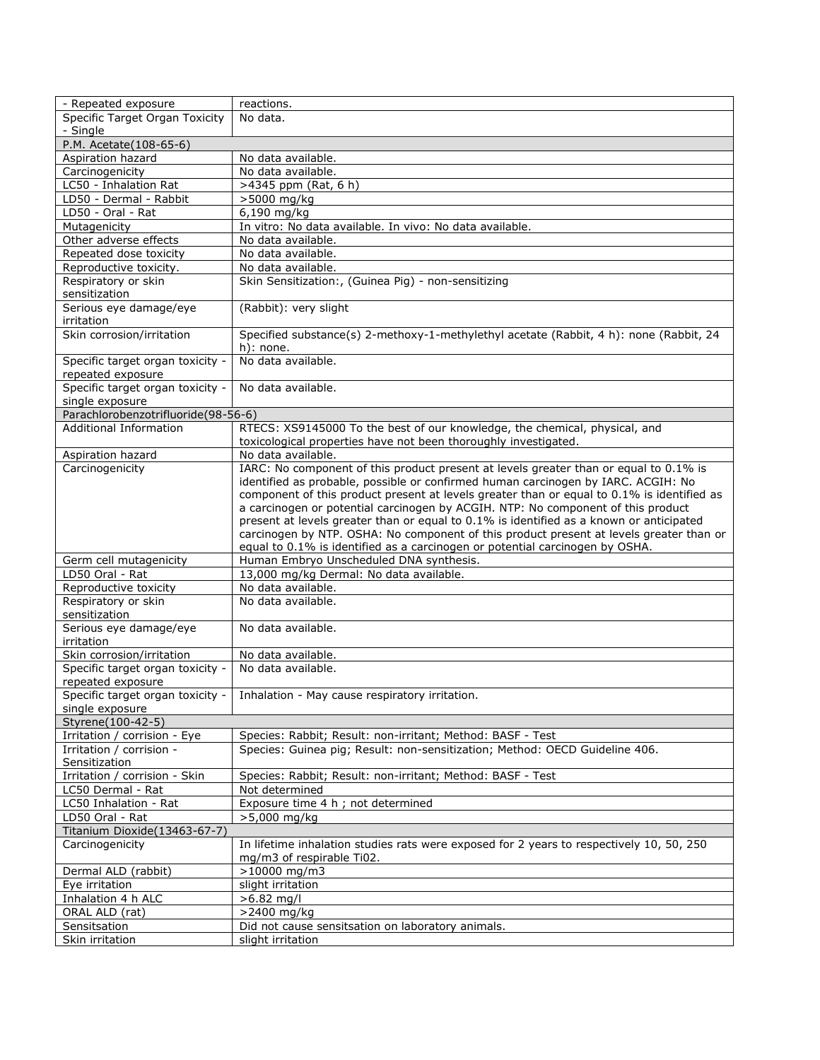| - Repeated exposure | reactions. |
| --- | --- |
| Specific Target Organ Toxicity - Single | No data. |
| P.M. Acetate(108-65-6) | |
| Aspiration hazard | No data available. |
| Carcinogenicity | No data available. |
| LC50 - Inhalation Rat | >4345 ppm (Rat, 6 h) |
| LD50 - Dermal - Rabbit | >5000 mg/kg |
| LD50 - Oral - Rat | 6,190 mg/kg |
| Mutagenicity | In vitro: No data available. In vivo: No data available. |
| Other adverse effects | No data available. |
| Repeated dose toxicity | No data available. |
| Reproductive toxicity. | No data available. |
| Respiratory or skin sensitization | Skin Sensitization:, (Guinea Pig) - non-sensitizing |
| Serious eye damage/eye irritation | (Rabbit): very slight |
| Skin corrosion/irritation | Specified substance(s) 2-methoxy-1-methylethyl acetate (Rabbit, 4 h): none (Rabbit, 24 h): none. |
| Specific target organ toxicity - repeated exposure | No data available. |
| Specific target organ toxicity - single exposure | No data available. |
| Parachlorobenzotrifluoride(98-56-6) | |
| Additional Information | RTECS: XS9145000 To the best of our knowledge, the chemical, physical, and toxicological properties have not been thoroughly investigated. |
| Aspiration hazard | No data available. |
| Carcinogenicity | IARC: No component of this product present at levels greater than or equal to 0.1% is identified as probable, possible or confirmed human carcinogen by IARC. ACGIH: No component of this product present at levels greater than or equal to 0.1% is identified as a carcinogen or potential carcinogen by ACGIH. NTP: No component of this product present at levels greater than or equal to 0.1% is identified as a known or anticipated carcinogen by NTP. OSHA: No component of this product present at levels greater than or equal to 0.1% is identified as a carcinogen or potential carcinogen by OSHA. |
| Germ cell mutagenicity | Human Embryo Unscheduled DNA synthesis. |
| LD50 Oral - Rat | 13,000 mg/kg Dermal: No data available. |
| Reproductive toxicity | No data available. |
| Respiratory or skin sensitization | No data available. |
| Serious eye damage/eye irritation | No data available. |
| Skin corrosion/irritation | No data available. |
| Specific target organ toxicity - repeated exposure | No data available. |
| Specific target organ toxicity - single exposure | Inhalation - May cause respiratory irritation. |
| Styrene(100-42-5) | |
| Irritation / corrision - Eye | Species: Rabbit; Result: non-irritant; Method: BASF - Test |
| Irritation / corrision - Sensitization | Species: Guinea pig; Result: non-sensitization; Method: OECD Guideline 406. |
| Irritation / corrision - Skin | Species: Rabbit; Result: non-irritant; Method: BASF - Test |
| LC50 Dermal - Rat | Not determined |
| LC50 Inhalation - Rat | Exposure time 4 h ; not determined |
| LD50 Oral - Rat | >5,000 mg/kg |
| Titanium Dioxide(13463-67-7) | |
| Carcinogenicity | In lifetime inhalation studies rats were exposed for 2 years to respectively 10, 50, 250 mg/m3 of respirable Ti02. |
| Dermal ALD (rabbit) | >10000 mg/m3 |
| Eye irritation | slight irritation |
| Inhalation 4 h ALC | >6.82 mg/l |
| ORAL ALD (rat) | >2400 mg/kg |
| Sensitsation | Did not cause sensitsation on laboratory animals. |
| Skin irritation | slight irritation |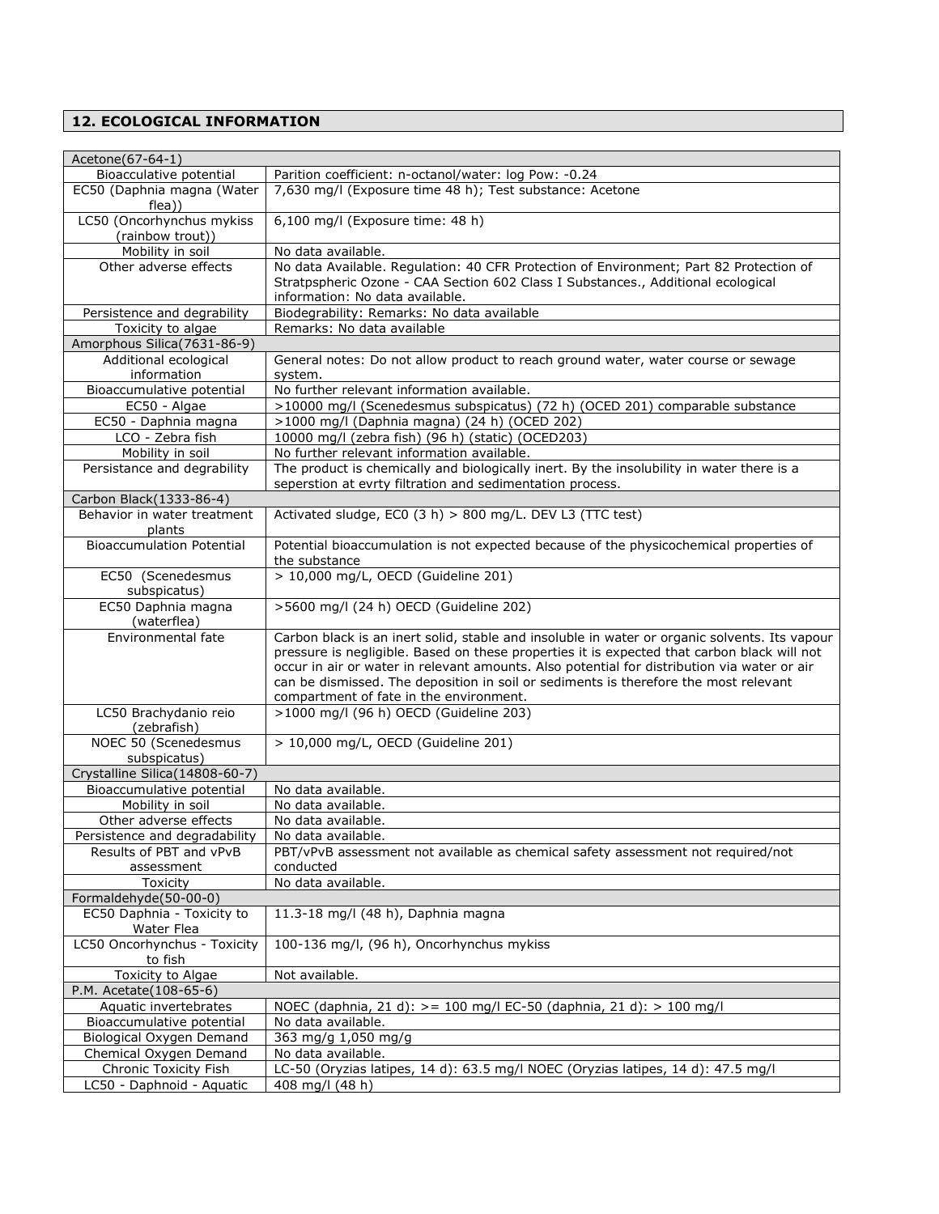## 12. ECOLOGICAL INFORMATION

| Acetone(67-64-1) | |
|---|---|
| Bioacculative potential | Parition coefficient: n-octanol/water: log Pow: -0.24 |
| EC50 (Daphnia magna (Water flea)) | 7,630 mg/l (Exposure time 48 h); Test substance: Acetone |
| LC50 (Oncorhynchus mykiss (rainbow trout)) | 6,100 mg/l (Exposure time: 48 h) |
| Mobility in soil | No data available. |
| Other adverse effects | No data Available. Regulation: 40 CFR Protection of Environment; Part 82 Protection of Stratpspheric Ozone - CAA Section 602 Class I Substances., Additional ecological information: No data available. |
| Persistence and degrability | Biodegrability: Remarks: No data available |
| Toxicity to algae | Remarks: No data available |
| **Amorphous Silica(7631-86-9)** | |
| Additional ecological information | General notes: Do not allow product to reach ground water, water course or sewage system. |
| Bioaccumulative potential | No further relevant information available. |
| EC50 - Algae | >10000 mg/l (Scenedesmus subspicatus) (72 h) (OCED 201) comparable substance |
| EC50 - Daphnia magna | >1000 mg/l (Daphnia magna) (24 h) (OCED 202) |
| LCO - Zebra fish | 10000 mg/l (zebra fish) (96 h) (static) (OCED203) |
| Mobility in soil | No further relevant information available. |
| Persistance and degrability | The product is chemically and biologically inert. By the insolubility in water there is a seperstion at evrty filtration and sedimentation process. |
| **Carbon Black(1333-86-4)** | |
| Behavior in water treatment plants | Activated sludge, EC0 (3 h) > 800 mg/L. DEV L3 (TTC test) |
| Bioaccumulation Potential | Potential bioaccumulation is not expected because of the physicochemical properties of the substance |
| EC50 (Scenedesmus subspicatus) | > 10,000 mg/L, OECD (Guideline 201) |
| EC50 Daphnia magna (waterflea) | >5600 mg/l (24 h) OECD (Guideline 202) |
| Environmental fate | Carbon black is an inert solid, stable and insoluble in water or organic solvents. Its vapour pressure is negligible. Based on these properties it is expected that carbon black will not occur in air or water in relevant amounts. Also potential for distribution via water or air can be dismissed. The deposition in soil or sediments is therefore the most relevant compartment of fate in the environment. |
| LC50 Brachydanio reio (zebrafish) | >1000 mg/l (96 h) OECD (Guideline 203) |
| NOEC 50 (Scenedesmus subspicatus) | > 10,000 mg/L, OECD (Guideline 201) |
| **Crystalline Silica(14808-60-7)** | |
| Bioaccumulative potential | No data available. |
| Mobility in soil | No data available. |
| Other adverse effects | No data available. |
| Persistence and degradability | No data available. |
| Results of PBT and vPvB assessment | PBT/vPvB assessment not available as chemical safety assessment not required/not conducted |
| Toxicity | No data available. |
| **Formaldehyde(50-00-0)** | |
| EC50 Daphnia - Toxicity to Water Flea | 11.3-18 mg/l (48 h), Daphnia magna |
| LC50 Oncorhynchus - Toxicity to fish | 100-136 mg/l, (96 h), Oncorhynchus mykiss |
| Toxicity to Algae | Not available. |
| **P.M. Acetate(108-65-6)** | |
| Aquatic invertebrates | NOEC (daphnia, 21 d): >= 100 mg/l EC-50 (daphnia, 21 d): > 100 mg/l |
| Bioaccumulative potential | No data available. |
| Biological Oxygen Demand | 363 mg/g 1,050 mg/g |
| Chemical Oxygen Demand | No data available. |
| Chronic Toxicity Fish | LC-50 (Oryzias latipes, 14 d): 63.5 mg/l NOEC (Oryzias latipes, 14 d): 47.5 mg/l |
| LC50 - Daphnoid - Aquatic | 408 mg/l (48 h) |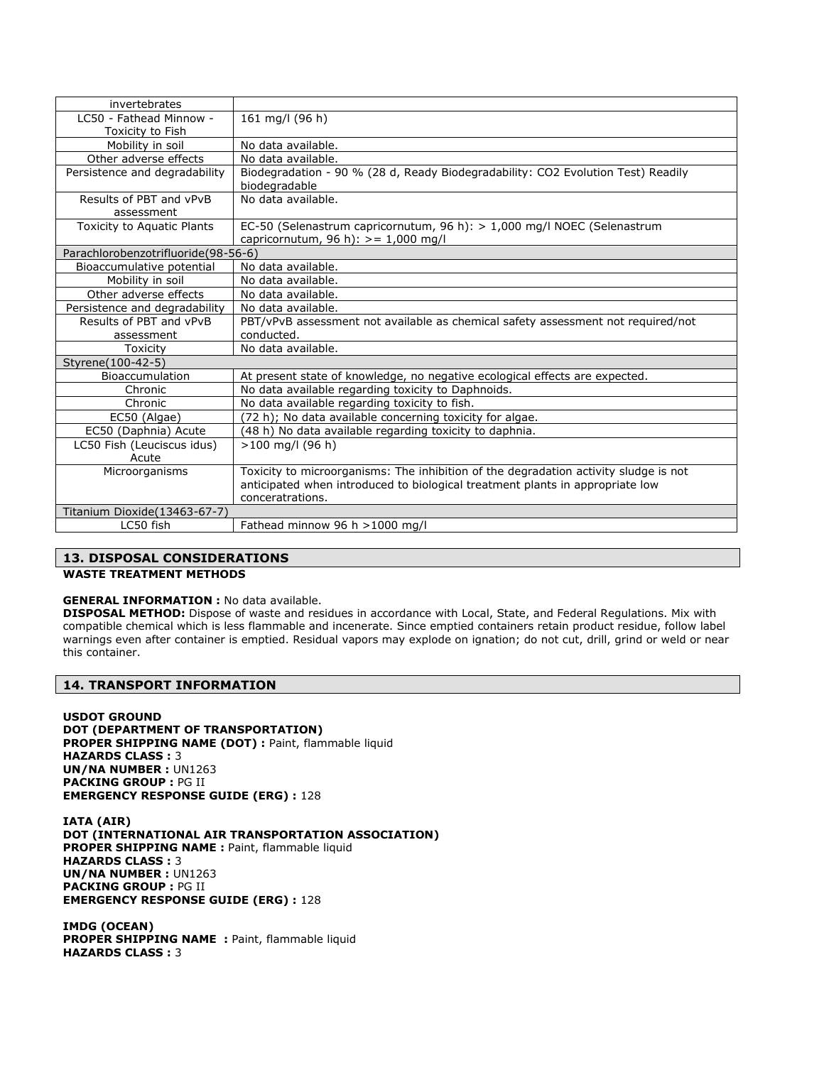| | |
|---|---|
| invertebrates | |
| LC50 - Fathead Minnow - Toxicity to Fish | 161 mg/l (96 h) |
| Mobility in soil | No data available. |
| Other adverse effects | No data available. |
| Persistence and degradability | Biodegradation - 90 % (28 d, Ready Biodegradability: CO2 Evolution Test) Readily biodegradable |
| Results of PBT and vPvB assessment | No data available. |
| Toxicity to Aquatic Plants | EC-50 (Selenastrum capricornutum, 96 h): > 1,000 mg/l NOEC (Selenastrum capricornutum, 96 h): >= 1,000 mg/l |
| **Parachlorobenzotrifluoride(98-56-6)** | |
| Bioaccumulative potential | No data available. |
| Mobility in soil | No data available. |
| Other adverse effects | No data available. |
| Persistence and degradability | No data available. |
| Results of PBT and vPvB assessment | PBT/vPvB assessment not available as chemical safety assessment not required/not conducted. |
| Toxicity | No data available. |
| **Styrene(100-42-5)** | |
| Bioaccumulation | At present state of knowledge, no negative ecological effects are expected. |
| Chronic | No data available regarding toxicity to Daphnoids. |
| Chronic | No data available regarding toxicity to fish. |
| EC50 (Algae) | (72 h); No data available concerning toxicity for algae. |
| EC50 (Daphnia) Acute | (48 h) No data available regarding toxicity to daphnia. |
| LC50 Fish (Leuciscus idus) Acute | >100 mg/l (96 h) |
| Microorganisms | Toxicity to microorganisms: The inhibition of the degradation activity sludge is not anticipated when introduced to biological treatment plants in appropriate low conceratrations. |
| **Titanium Dioxide(13463-67-7)** | |
| LC50 fish | Fathead minnow 96 h >1000 mg/l |

## 13. DISPOSAL CONSIDERATIONS

**WASTE TREATMENT METHODS**

**GENERAL INFORMATION :** No data available.

**DISPOSAL METHOD:** Dispose of waste and residues in accordance with Local, State, and Federal Regulations. Mix with compatible chemical which is less flammable and incenerate. Since emptied containers retain product residue, follow label warnings even after container is emptied. Residual vapors may explode on ignation; do not cut, drill, grind or weld or near this container.

## 14. TRANSPORT INFORMATION

**USDOT GROUND**
**DOT (DEPARTMENT OF TRANSPORTATION)**
**PROPER SHIPPING NAME (DOT) :** Paint, flammable liquid
**HAZARDS CLASS :** 3
**UN/NA NUMBER :** UN1263
**PACKING GROUP :** PG II
**EMERGENCY RESPONSE GUIDE (ERG) :** 128

**IATA (AIR)**
**DOT (INTERNATIONAL AIR TRANSPORTATION ASSOCIATION)**
**PROPER SHIPPING NAME :** Paint, flammable liquid
**HAZARDS CLASS :** 3
**UN/NA NUMBER :** UN1263
**PACKING GROUP :** PG II
**EMERGENCY RESPONSE GUIDE (ERG) :** 128

**IMDG (OCEAN)**
**PROPER SHIPPING NAME :** Paint, flammable liquid
**HAZARDS CLASS :** 3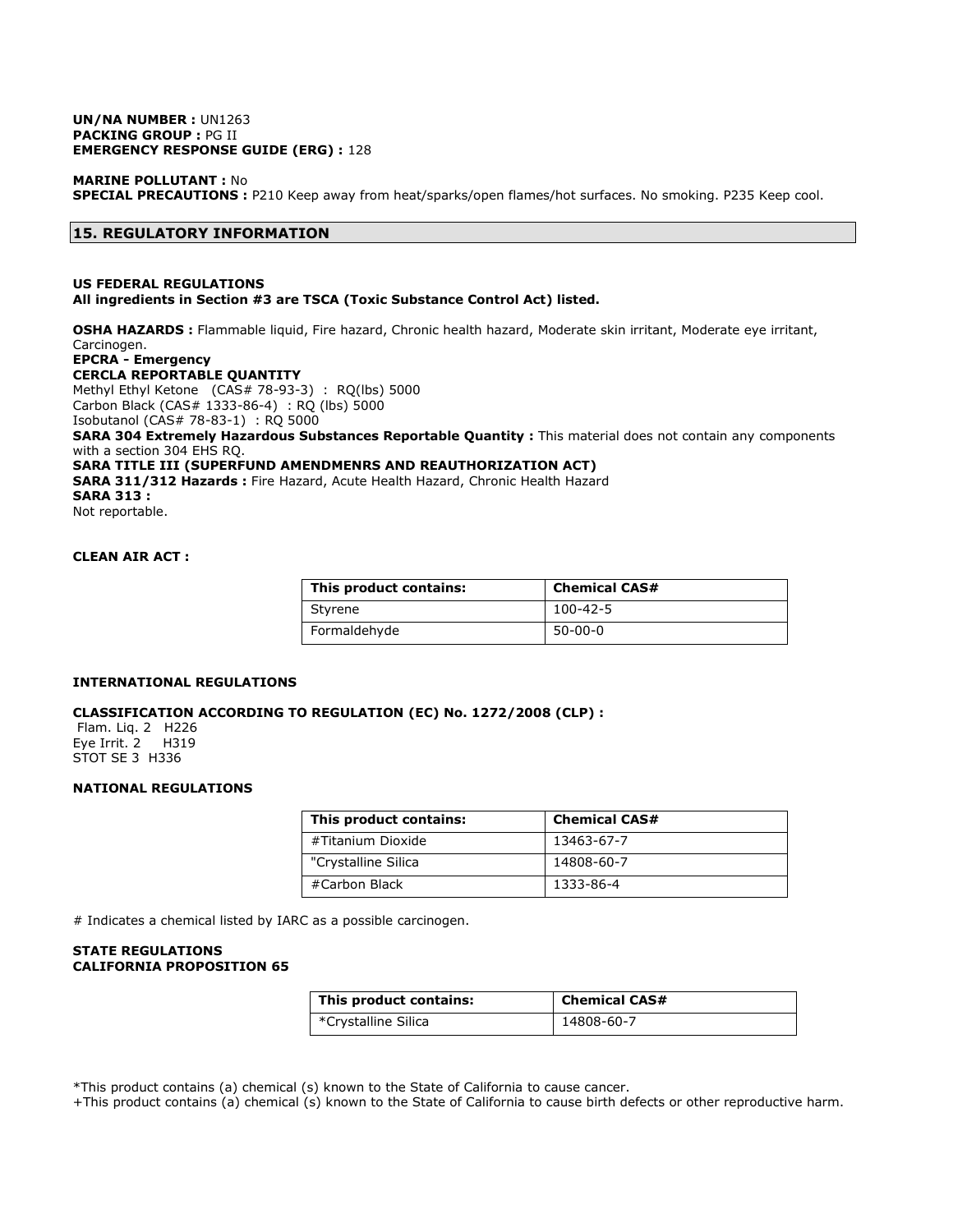**UN/NA NUMBER :** UN1263
**PACKING GROUP :** PG II
**EMERGENCY RESPONSE GUIDE (ERG) :** 128

**MARINE POLLUTANT :** No
**SPECIAL PRECAUTIONS :** P210 Keep away from heat/sparks/open flames/hot surfaces. No smoking. P235 Keep cool.

## 15. REGULATORY INFORMATION

**US FEDERAL REGULATIONS**
**All ingredients in Section #3 are TSCA (Toxic Substance Control Act) listed.**

**OSHA HAZARDS :** Flammable liquid, Fire hazard, Chronic health hazard, Moderate skin irritant, Moderate eye irritant, Carcinogen.
**EPCRA - Emergency**
**CERCLA REPORTABLE QUANTITY**
Methyl Ethyl Ketone (CAS# 78-93-3) : RQ(lbs) 5000
Carbon Black (CAS# 1333-86-4) : RQ (lbs) 5000
Isobutanol (CAS# 78-83-1) : RQ 5000
**SARA 304 Extremely Hazardous Substances Reportable Quantity :** This material does not contain any components with a section 304 EHS RQ.
**SARA TITLE III (SUPERFUND AMENDMENRS AND REAUTHORIZATION ACT)**
**SARA 311/312 Hazards :** Fire Hazard, Acute Health Hazard, Chronic Health Hazard
**SARA 313 :**
Not reportable.

**CLEAN AIR ACT :**

| This product contains: | Chemical CAS# |
|---|---|
| Styrene | 100-42-5 |
| Formaldehyde | 50-00-0 |

**INTERNATIONAL REGULATIONS**

**CLASSIFICATION ACCORDING TO REGULATION (EC) No. 1272/2008 (CLP) :**
Flam. Liq. 2 H226
Eye Irrit. 2 H319
STOT SE 3 H336

**NATIONAL REGULATIONS**

| This product contains: | Chemical CAS# |
|---|---|
| #Titanium Dioxide | 13463-67-7 |
| "Crystalline Silica | 14808-60-7 |
| #Carbon Black | 1333-86-4 |

# Indicates a chemical listed by IARC as a possible carcinogen.

**STATE REGULATIONS**
**CALIFORNIA PROPOSITION 65**

| This product contains: | Chemical CAS# |
|---|---|
| *Crystalline Silica | 14808-60-7 |

*This product contains (a) chemical (s) known to the State of California to cause cancer.
+This product contains (a) chemical (s) known to the State of California to cause birth defects or other reproductive harm.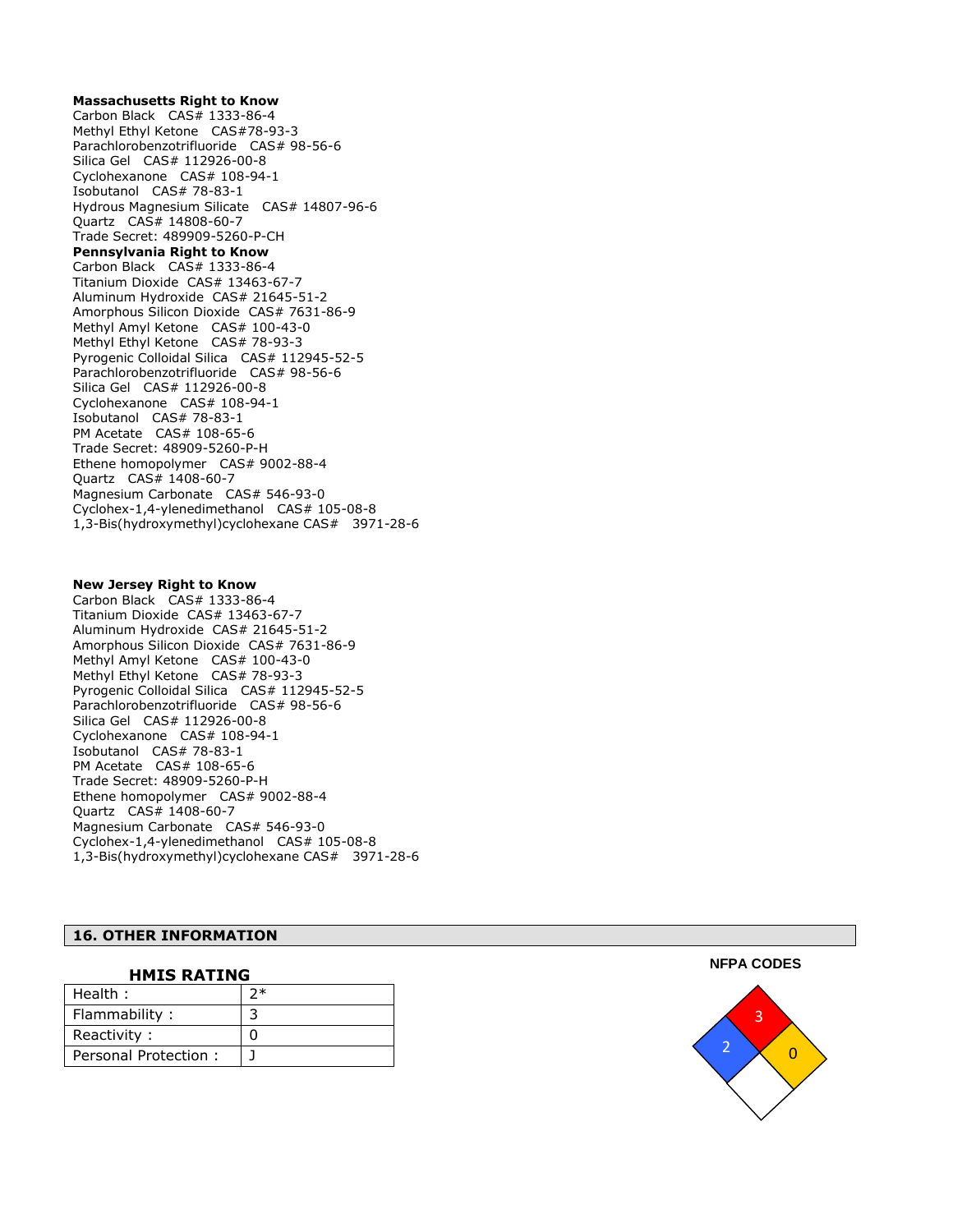**Massachusetts Right to Know**
Carbon Black   CAS# 1333-86-4
Methyl Ethyl Ketone   CAS#78-93-3
Parachlorobenzotrifluoride   CAS# 98-56-6
Silica Gel   CAS# 112926-00-8
Cyclohexanone   CAS# 108-94-1
Isobutanol   CAS# 78-83-1
Hydrous Magnesium Silicate   CAS# 14807-96-6
Quartz   CAS# 14808-60-7
Trade Secret: 489909-5260-P-CH

**Pennsylvania Right to Know**
Carbon Black   CAS# 1333-86-4
Titanium Dioxide  CAS# 13463-67-7
Aluminum Hydroxide  CAS# 21645-51-2
Amorphous Silicon Dioxide  CAS# 7631-86-9
Methyl Amyl Ketone   CAS# 100-43-0
Methyl Ethyl Ketone   CAS# 78-93-3
Pyrogenic Colloidal Silica   CAS# 112945-52-5
Parachlorobenzotrifluoride   CAS# 98-56-6
Silica Gel   CAS# 112926-00-8
Cyclohexanone   CAS# 108-94-1
Isobutanol   CAS# 78-83-1
PM Acetate   CAS# 108-65-6
Trade Secret: 48909-5260-P-H
Ethene homopolymer   CAS# 9002-88-4
Quartz   CAS# 1408-60-7
Magnesium Carbonate   CAS# 546-93-0
Cyclohex-1,4-ylenedimethanol   CAS# 105-08-8
1,3-Bis(hydroxymethyl)cyclohexane CAS#   3971-28-6

**New Jersey Right to Know**
Carbon Black   CAS# 1333-86-4
Titanium Dioxide  CAS# 13463-67-7
Aluminum Hydroxide  CAS# 21645-51-2
Amorphous Silicon Dioxide  CAS# 7631-86-9
Methyl Amyl Ketone   CAS# 100-43-0
Methyl Ethyl Ketone   CAS# 78-93-3
Pyrogenic Colloidal Silica   CAS# 112945-52-5
Parachlorobenzotrifluoride   CAS# 98-56-6
Silica Gel   CAS# 112926-00-8
Cyclohexanone   CAS# 108-94-1
Isobutanol   CAS# 78-83-1
PM Acetate   CAS# 108-65-6
Trade Secret: 48909-5260-P-H
Ethene homopolymer   CAS# 9002-88-4
Quartz   CAS# 1408-60-7
Magnesium Carbonate   CAS# 546-93-0
Cyclohex-1,4-ylenedimethanol   CAS# 105-08-8
1,3-Bis(hydroxymethyl)cyclohexane CAS#   3971-28-6

## 16. OTHER INFORMATION

**HMIS RATING**

| Health : | 2* |
|---|---|
| Flammability : | 3 |
| Reactivity : | 0 |
| Personal Protection : | J |

**NFPA CODES**

Health: 2
Flammability: 3
Reactivity: 0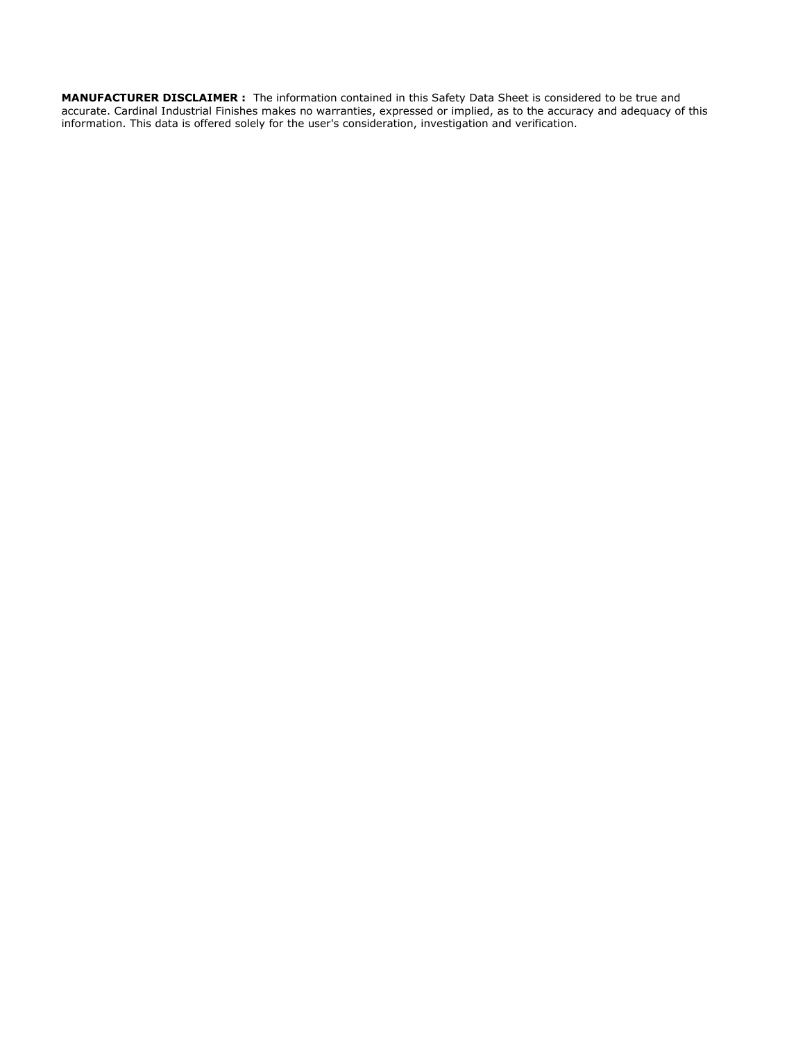**MANUFACTURER DISCLAIMER :** The information contained in this Safety Data Sheet is considered to be true and accurate. Cardinal Industrial Finishes makes no warranties, expressed or implied, as to the accuracy and adequacy of this information. This data is offered solely for the user's consideration, investigation and verification.